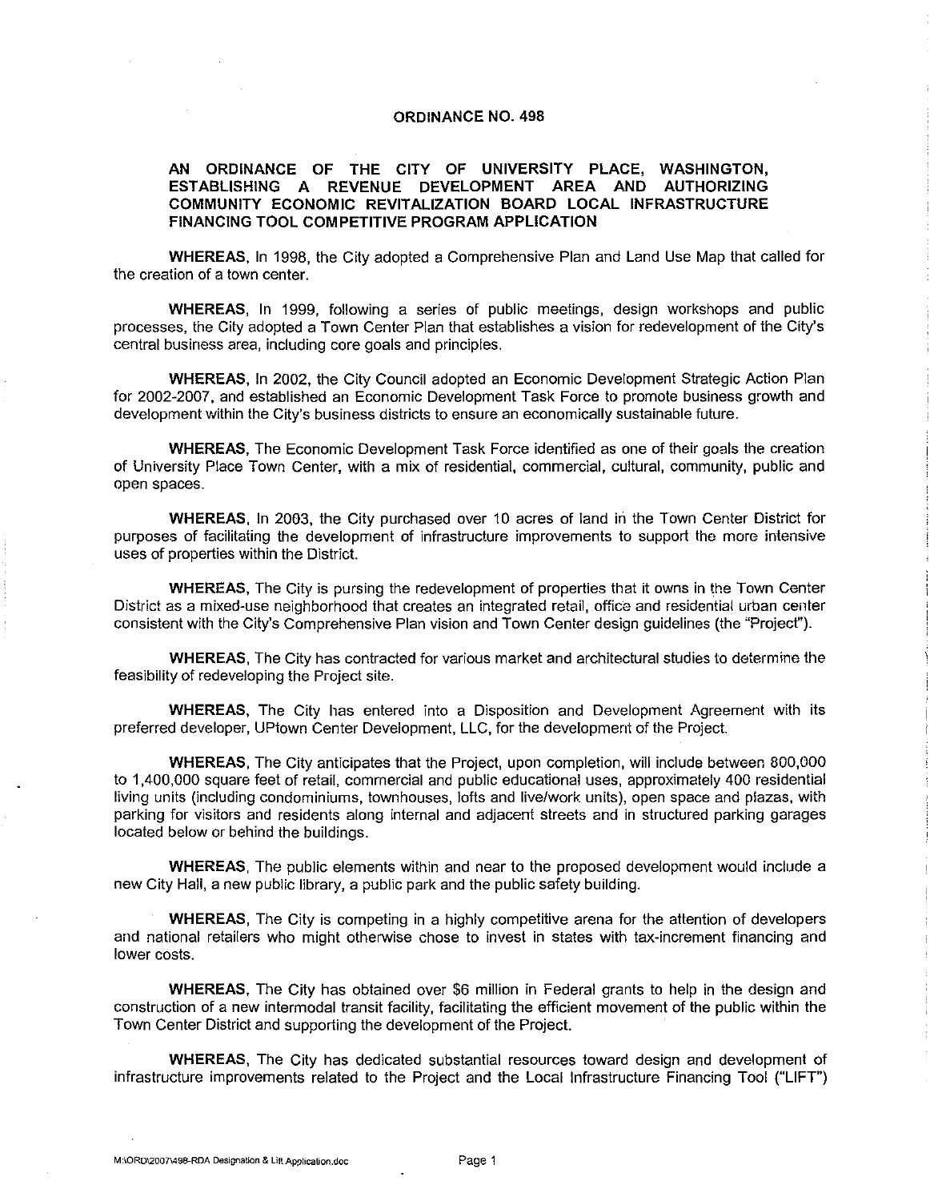# ORDINANCE NO. 498

## AN ORDINANCE OF THE CITY OF UNIVERSITY PLACE, WASHINGTON, ESTABLISHING A REVENUE DEVELOPMENT AREA AND AUTHORIZING COMMUNITY ECONOMIC REVITALIZATION BOARD LOCAL INFRASTRUCTURE FINANCING TOOL COMPETITIVE PROGRAM APPLICATION

**WHEREAS**, In 1998, the City adopted a Comprehensive Plan and Land Use Map that called for the creation of a town center.

**WHEREAS**, In 1999, following a series of public meetings, design workshops and public processes, the City adopted a Town Center Plan that establishes a vision for redevelopment of the City's central business area, including core goals and principles.

**WHEREAS**, In 2002, the City Council adopted an Economic Development Strategic Action Plan for 2002-2007, and established an Economic Development Task Force to promote business growth and development within the City's business districts to ensure an economically sustainable future.

**WHEREAS**, The Economic Development Task Force identified as one of their goals the creation of University Place Town Center, with a mix of residential, commercial, cultural, community, public and open spaces.

**WHEREAS**, In 2003, the City purchased over 10 acres of land in the Town Center District for purposes of facilitating the development of infrastructure improvements to support the more intensive uses of properties within the District.

**WHEREAS**, The City is pursing the redevelopment of properties that it owns in the Town Center District as a mixed-use neighborhood that creates an integrated retail, office and residential urban center consistent with the City's Comprehensive Plan vision and Town Center design guidelines (the "Project").

**WHEREAS**, The City has contracted for various market and architectural studies to determine the feasibility of redeveloping the Project site.

**WHEREAS**, The City has entered into a Disposition and Development Agreement with its preferred developer, UPtown Center Development, LLC, for the development of the Project.

**WHEREAS**, The City anticipates that the Project, upon completion, will include between 800,000 to 1,400,000 square feet of retail, commercial and public educational uses, approximately 400 residential living units (including condominiums, townhouses, lofts and live/work units), open space and plazas, with parking for visitors and residents along internal and adjacent streets and in structured parking garages located below or behind the buildings.

**WHEREAS**, The public elements within and near to the proposed development would include a new City Hall, a new public library, a public park and the public safety building.

**WHEREAS**, The City is competing in a highly competitive arena for the attention of developers and national retailers who might otherwise chose to invest in states with tax-increment financing and lower costs.

**WHEREAS**, The City has obtained over $6 million in Federal grants to help in the design and construction of a new intermodal transit facility, facilitating the efficient movement of the public within the Town Center District and supporting the development of the Project.

**WHEREAS**, The City has dedicated substantial resources toward design and development of infrastructure improvements related to the Project and the Local Infrastructure Financing Tool ("LIFT")

M:\ORD\2007\498-RDA Designation & Lift Application.doc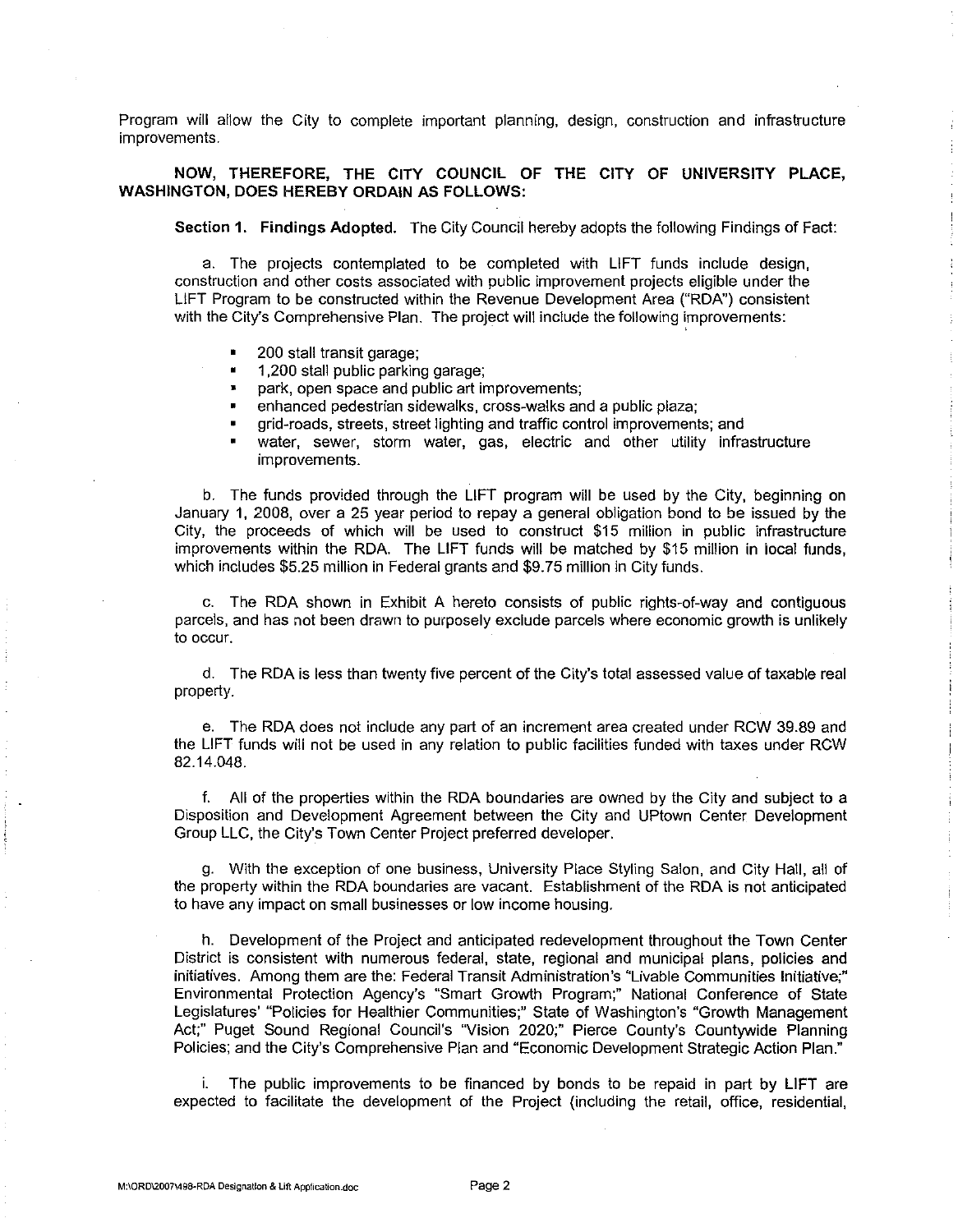Program will allow the City to complete important planning, design, construction and infrastructure improvements.

**NOW, THEREFORE, THE CITY COUNCIL OF THE CITY OF UNIVERSITY PLACE, WASHINGTON, DOES HEREBY ORDAIN AS FOLLOWS:**

**Section 1. Findings Adopted.** The City Council hereby adopts the following Findings of Fact:

a. The projects contemplated to be completed with LIFT funds include design, construction and other costs associated with public improvement projects eligible under the LIFT Program to be constructed within the Revenue Development Area ("RDA") consistent with the City's Comprehensive Plan. The project will include the following improvements:

- 200 stall transit garage;
- 1,200 stall public parking garage;
- park, open space and public art improvements;
- enhanced pedestrian sidewalks, cross-walks and a public plaza;
- grid-roads, streets, street lighting and traffic control improvements; and
- water, sewer, storm water, gas, electric and other utility infrastructure improvements.

b. The funds provided through the LIFT program will be used by the City, beginning on January 1, 2008, over a 25 year period to repay a general obligation bond to be issued by the City, the proceeds of which will be used to construct $15 million in public infrastructure improvements within the RDA. The LIFT funds will be matched by $15 million in local funds, which includes $5.25 million in Federal grants and $9.75 million in City funds.

c. The RDA shown in Exhibit A hereto consists of public rights-of-way and contiguous parcels, and has not been drawn to purposely exclude parcels where economic growth is unlikely to occur.

d. The RDA is less than twenty five percent of the City's total assessed value of taxable real property.

e. The RDA does not include any part of an increment area created under RCW 39.89 and the LIFT funds will not be used in any relation to public facilities funded with taxes under RCW 82.14.048.

f. All of the properties within the RDA boundaries are owned by the City and subject to a Disposition and Development Agreement between the City and UPtown Center Development Group LLC, the City's Town Center Project preferred developer.

g. With the exception of one business, University Place Styling Salon, and City Hall, all of the property within the RDA boundaries are vacant. Establishment of the RDA is not anticipated to have any impact on small businesses or low income housing.

h. Development of the Project and anticipated redevelopment throughout the Town Center District is consistent with numerous federal, state, regional and municipal plans, policies and initiatives. Among them are the: Federal Transit Administration's "Livable Communities Initiative;" Environmental Protection Agency's "Smart Growth Program;" National Conference of State Legislatures' "Policies for Healthier Communities;" State of Washington's "Growth Management Act;" Puget Sound Regional Council's "Vision 2020;" Pierce County's Countywide Planning Policies; and the City's Comprehensive Plan and "Economic Development Strategic Action Plan."

i. The public improvements to be financed by bonds to be repaid in part by LIFT are expected to facilitate the development of the Project (including the retail, office, residential,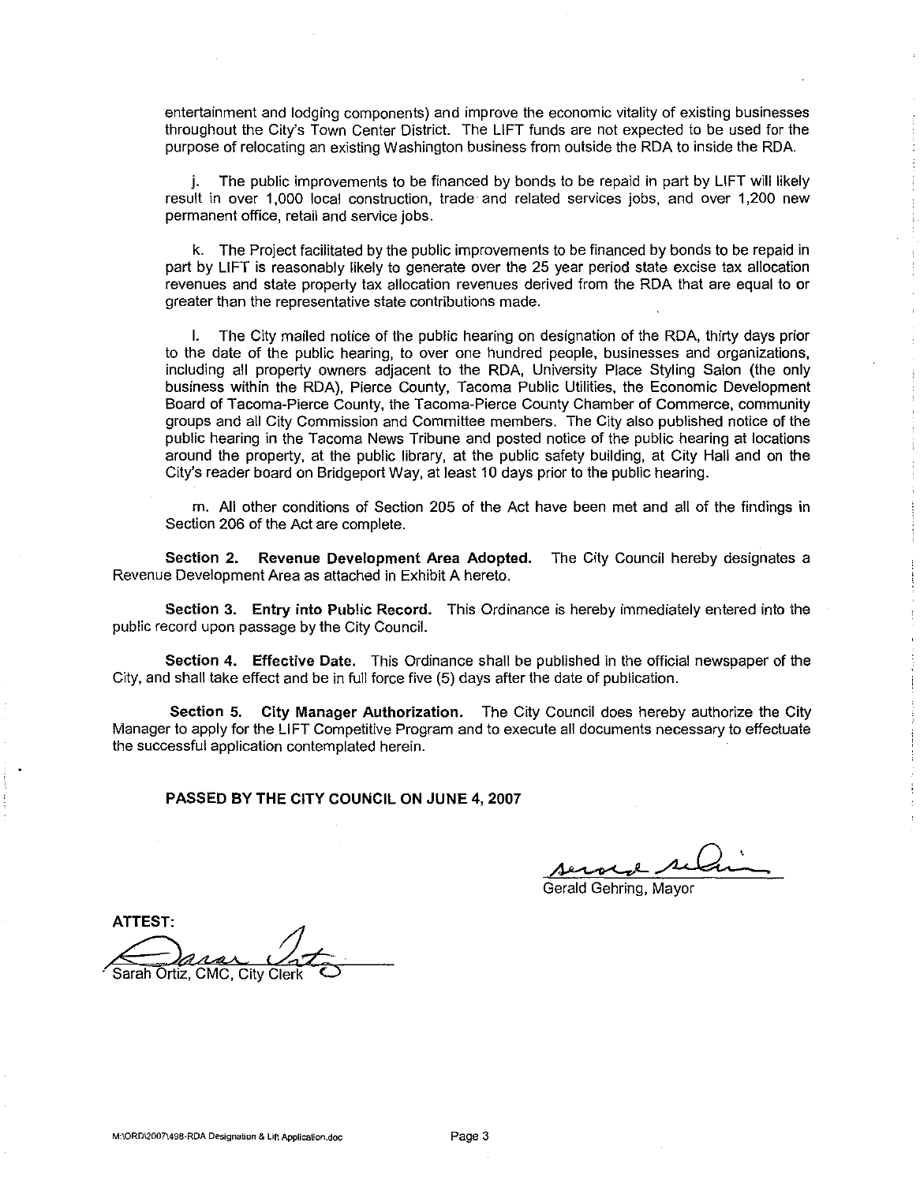entertainment and lodging components) and improve the economic vitality of existing businesses throughout the City's Town Center District. The LIFT funds are not expected to be used for the purpose of relocating an existing Washington business from outside the RDA to inside the RDA.

j. The public improvements to be financed by bonds to be repaid in part by LIFT will likely result in over 1,000 local construction, trade and related services jobs, and over 1,200 new permanent office, retail and service jobs.

k. The Project facilitated by the public improvements to be financed by bonds to be repaid in part by LIFT is reasonably likely to generate over the 25 year period state excise tax allocation revenues and state property tax allocation revenues derived from the RDA that are equal to or greater than the representative state contributions made.

l. The City mailed notice of the public hearing on designation of the RDA, thirty days prior to the date of the public hearing, to over one hundred people, businesses and organizations, including all property owners adjacent to the RDA, University Place Styling Salon (the only business within the RDA), Pierce County, Tacoma Public Utilities, the Economic Development Board of Tacoma-Pierce County, the Tacoma-Pierce County Chamber of Commerce, community groups and all City Commission and Committee members. The City also published notice of the public hearing in the Tacoma News Tribune and posted notice of the public hearing at locations around the property, at the public library, at the public safety building, at City Hall and on the City's reader board on Bridgeport Way, at least 10 days prior to the public hearing.

m. All other conditions of Section 205 of the Act have been met and all of the findings in Section 206 of the Act are complete.

**Section 2. Revenue Development Area Adopted.** The City Council hereby designates a Revenue Development Area as attached in Exhibit A hereto.

**Section 3. Entry into Public Record.** This Ordinance is hereby immediately entered into the public record upon passage by the City Council.

**Section 4. Effective Date.** This Ordinance shall be published in the official newspaper of the City, and shall take effect and be in full force five (5) days after the date of publication.

**Section 5. City Manager Authorization.** The City Council does hereby authorize the City Manager to apply for the LIFT Competitive Program and to execute all documents necessary to effectuate the successful application contemplated herein.

**PASSED BY THE CITY COUNCIL ON JUNE 4, 2007**

Gerald Gehring, Mayor

**ATTEST:**

Sarah Ortiz, CMC, City Clerk

M:\ORD\2007\498-RDA Designation & Lift Application.doc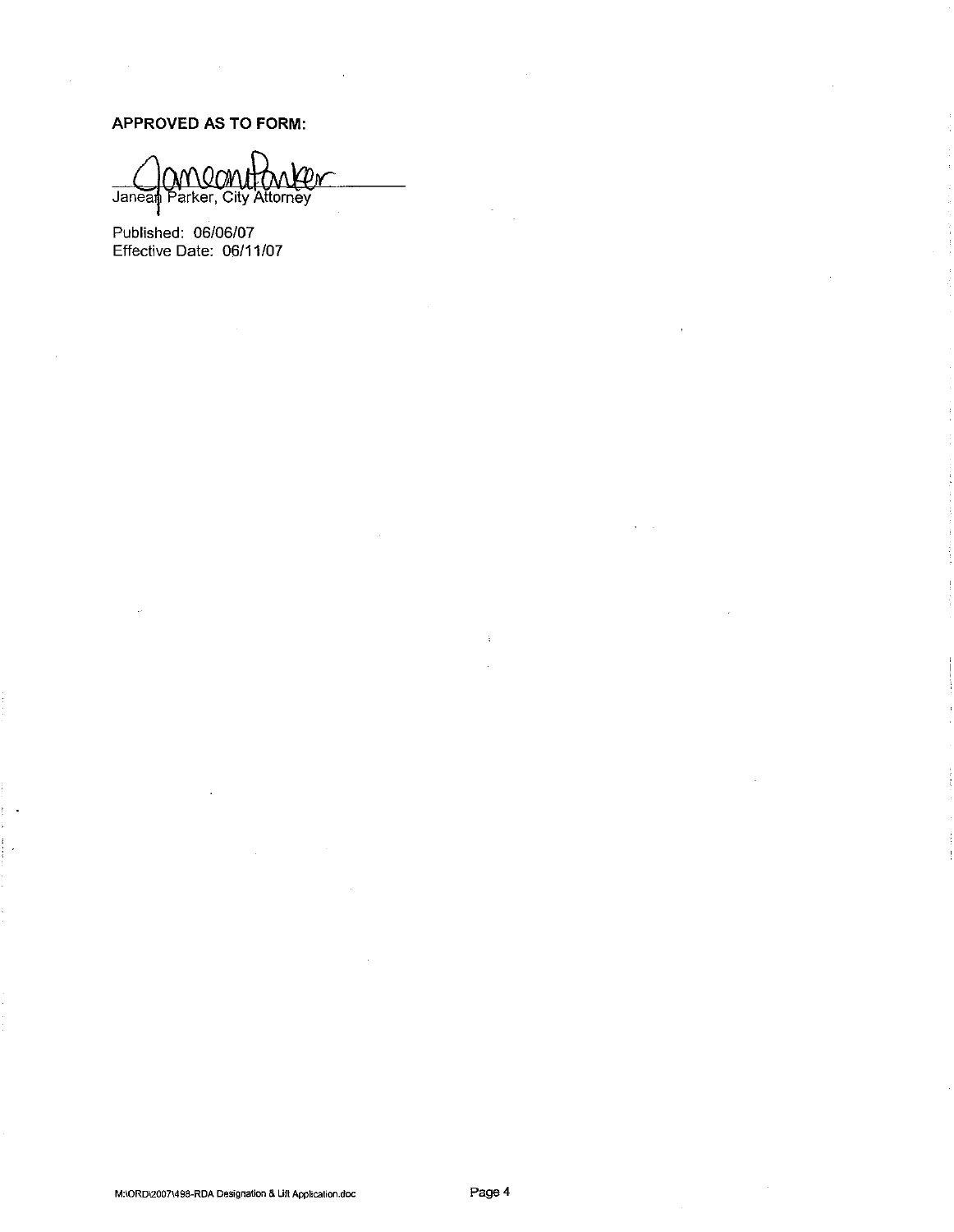**APPROVED AS TO FORM:**

______________________________
Janean Parker, City Attorney

Published: 06/06/07
Effective Date: 06/11/07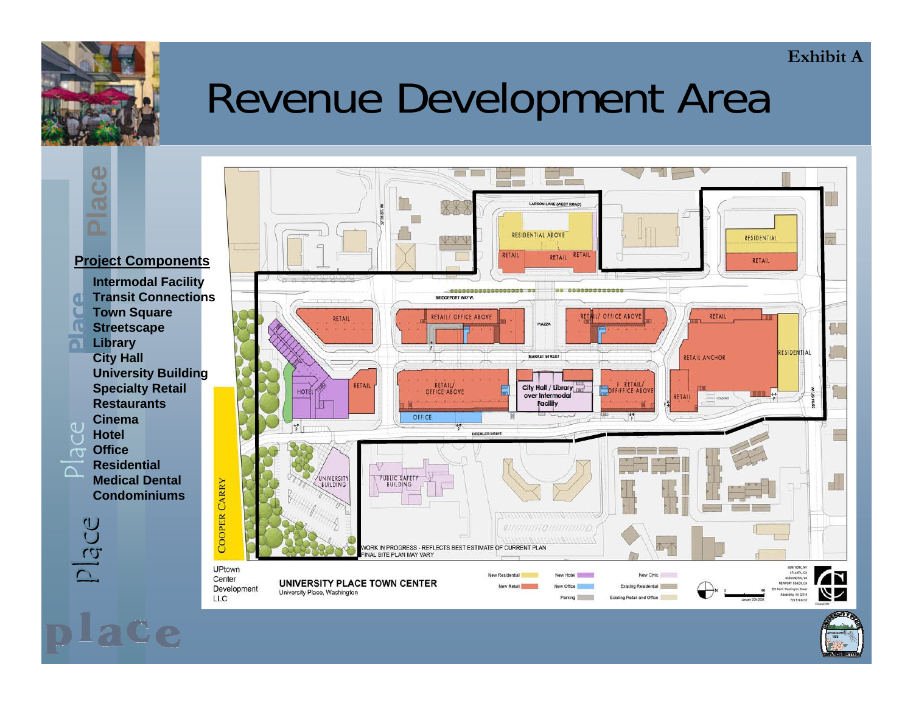**Exhibit A**

# Revenue Development Area

## Project Components

- Intermodal Facility
- Transit Connections
- Town Square
- Streetscape
- Library
- City Hall
- University Building
- Specialty Retail
- Restaurants
- Cinema
- Hotel
- Office
- Residential
- Medical Dental
- Condominiums

LARSON LANE (WEST ROAD)

RESIDENTIAL ABOVE

RETAIL

RETAIL

RETAIL

RESIDENTIAL

RETAIL

37TH ST. W.

BRIDGEPORT WAY W.

RETAIL

RETAIL/ OFFICE ABOVE

PIAZZA

RETAIL/ OFFICE ABOVE

RETAIL

MARKET STREET

RETAIL ANCHOR

RESIDENTIAL

HOTEL

RETAIL

RETAIL/ OFFICE ABOVE

City Hall / Library over Intermodal Facility

RETAIL/ OFFICE ABOVE

RETAIL

LOADING

35TH ST. W.

OFFICE

DREXLER DRIVE

UNIVERSITY BUILDING

PUBLIC SAFETY BUILDING

COOPER CARRY

WORK IN PROGRESS - REFLECTS BEST ESTIMATE OF CURRENT PLAN
FINAL SITE PLAN MAY VARY

UPtown Center Development LLC

**UNIVERSITY PLACE TOWN CENTER**
University Place, Washington

New Residential

New Retail

New Hotel

New Office

Parking

New Civic

Existing Residential

Existing Retail and Office

N

0

60

January 20th 2006

NEW YORK, NY
ATLANTA, GA
ALEXANDRIA, VA
NEWPORT BEACH, CA
625 North Washington Street
Alexandria, VA 22314
703 519 6152